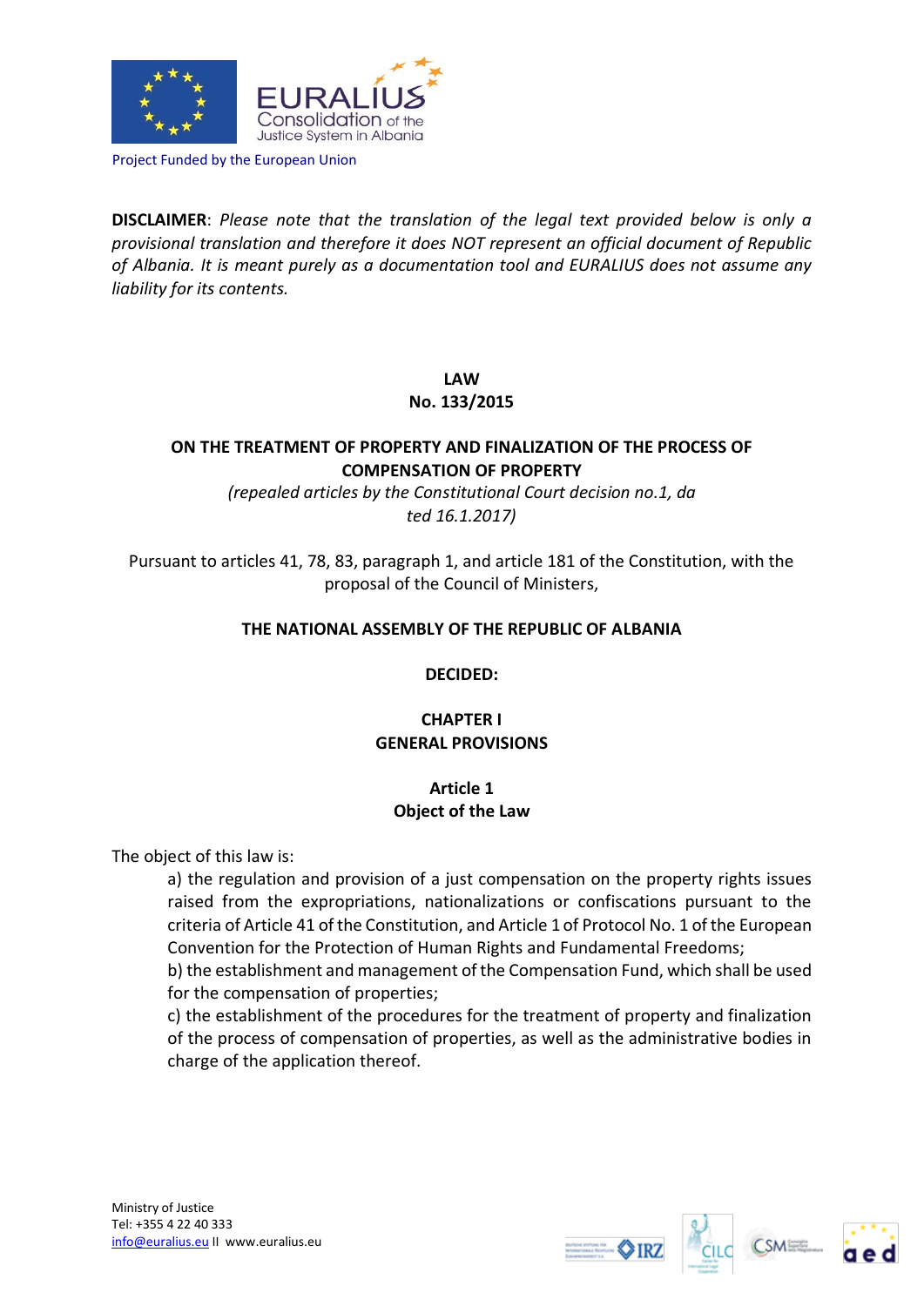Project Funded by the European Union

**DISCLAIMER**: *Please note that the translation of the legal text provided below is only a provisional translation and therefore it does NOT represent an official document of Republic of Albania. It is meant purely as a documentation tool and EURALIUS does not assume any liability for its contents.*

# LAW
# No. 133/2015

## ON THE TREATMENT OF PROPERTY AND FINALIZATION OF THE PROCESS OF COMPENSATION OF PROPERTY

*(repealed articles by the Constitutional Court decision no.1, da ted 16.1.2017)*

Pursuant to articles 41, 78, 83, paragraph 1, and article 181 of the Constitution, with the proposal of the Council of Ministers,

**THE NATIONAL ASSEMBLY OF THE REPUBLIC OF ALBANIA**

**DECIDED:**

## CHAPTER I
## GENERAL PROVISIONS

### Article 1
### Object of the Law

The object of this law is:

a) the regulation and provision of a just compensation on the property rights issues raised from the expropriations, nationalizations or confiscations pursuant to the criteria of Article 41 of the Constitution, and Article 1 of Protocol No. 1 of the European Convention for the Protection of Human Rights and Fundamental Freedoms;

b) the establishment and management of the Compensation Fund, which shall be used for the compensation of properties;

c) the establishment of the procedures for the treatment of property and finalization of the process of compensation of properties, as well as the administrative bodies in charge of the application thereof.

Ministry of Justice
Tel: +355 4 22 40 333
info@euralius.eu II www.euralius.eu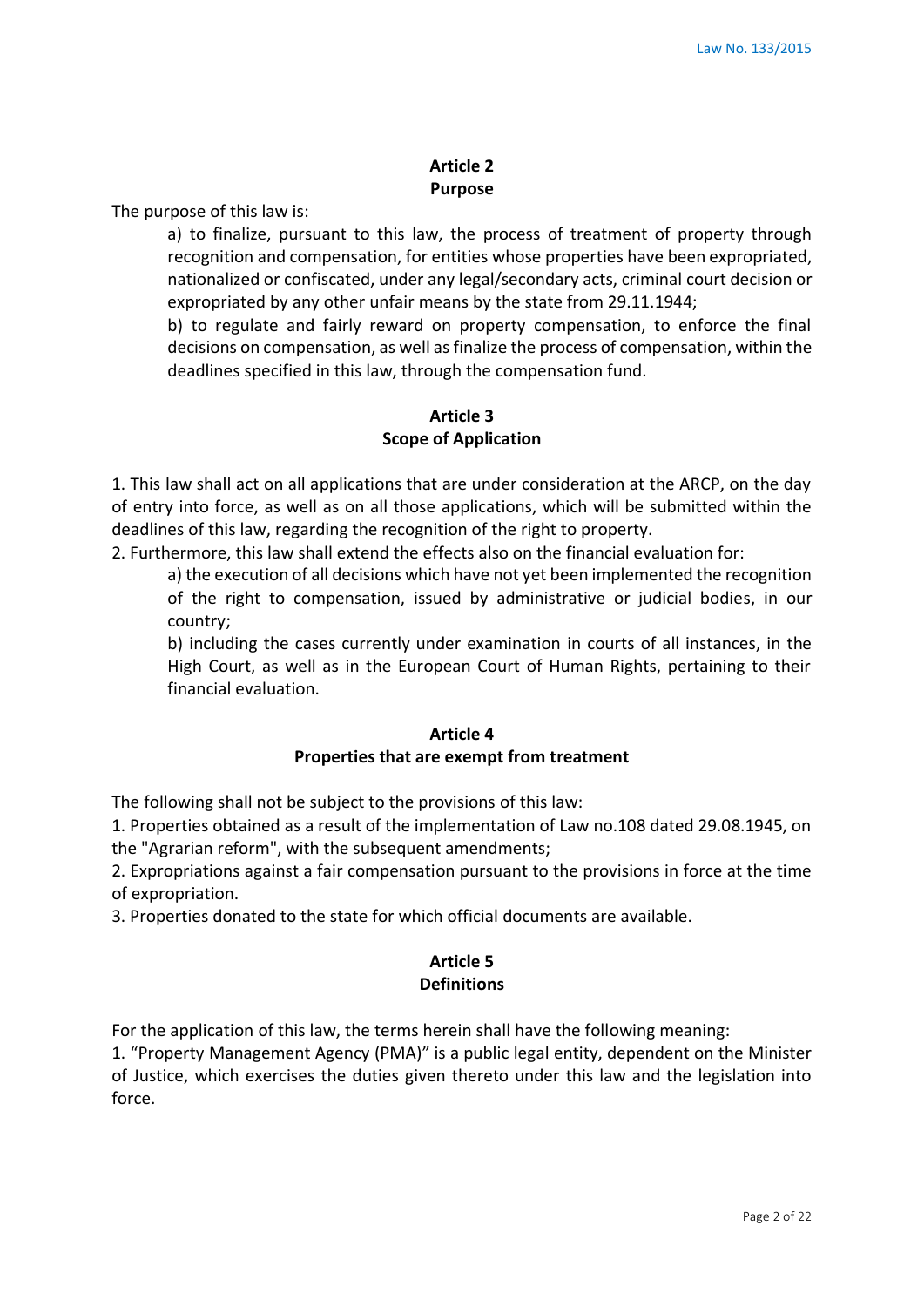## Article 2
## Purpose

The purpose of this law is:

a) to finalize, pursuant to this law, the process of treatment of property through recognition and compensation, for entities whose properties have been expropriated, nationalized or confiscated, under any legal/secondary acts, criminal court decision or expropriated by any other unfair means by the state from 29.11.1944;

b) to regulate and fairly reward on property compensation, to enforce the final decisions on compensation, as well as finalize the process of compensation, within the deadlines specified in this law, through the compensation fund.

## Article 3
## Scope of Application

1. This law shall act on all applications that are under consideration at the ARCP, on the day of entry into force, as well as on all those applications, which will be submitted within the deadlines of this law, regarding the recognition of the right to property.

2. Furthermore, this law shall extend the effects also on the financial evaluation for:

a) the execution of all decisions which have not yet been implemented the recognition of the right to compensation, issued by administrative or judicial bodies, in our country;

b) including the cases currently under examination in courts of all instances, in the High Court, as well as in the European Court of Human Rights, pertaining to their financial evaluation.

## Article 4
## Properties that are exempt from treatment

The following shall not be subject to the provisions of this law:

1. Properties obtained as a result of the implementation of Law no.108 dated 29.08.1945, on the "Agrarian reform", with the subsequent amendments;

2. Expropriations against a fair compensation pursuant to the provisions in force at the time of expropriation.

3. Properties donated to the state for which official documents are available.

## Article 5
## Definitions

For the application of this law, the terms herein shall have the following meaning:

1. "Property Management Agency (PMA)" is a public legal entity, dependent on the Minister of Justice, which exercises the duties given thereto under this law and the legislation into force.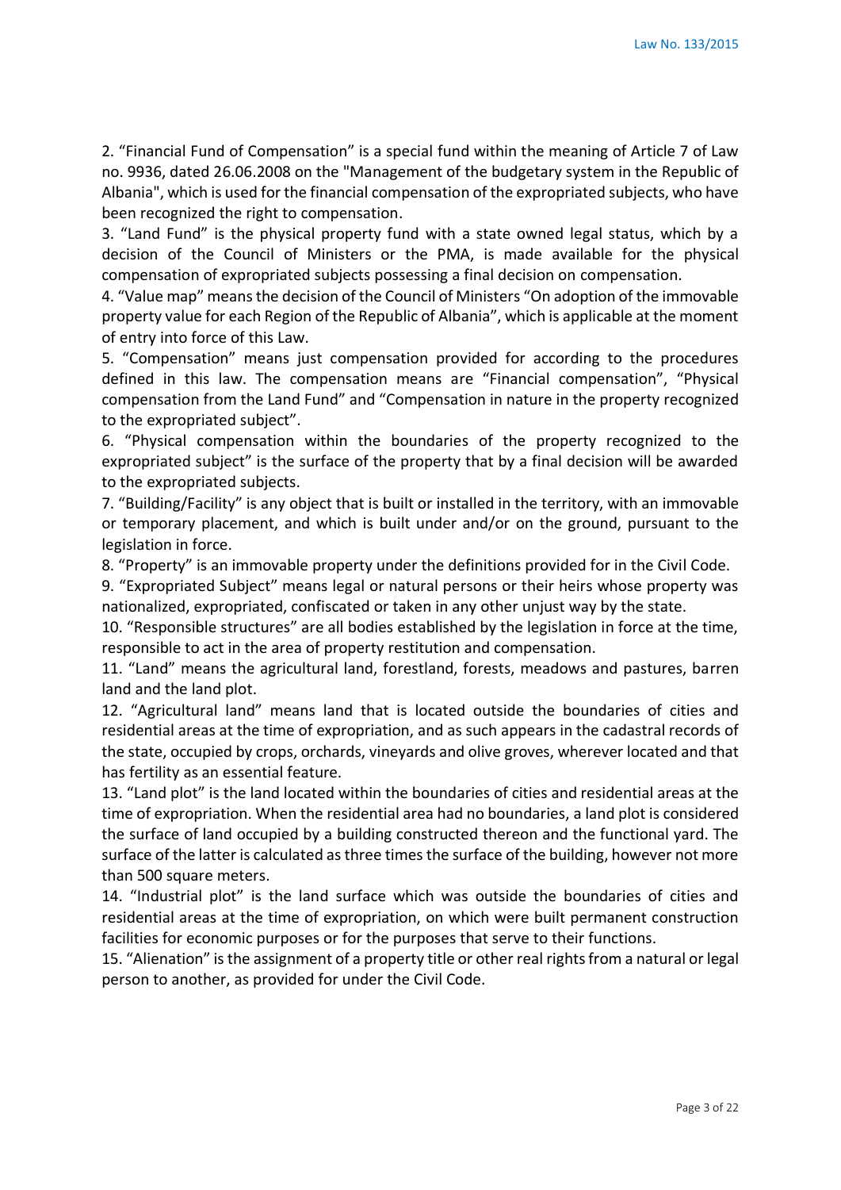2. “Financial Fund of Compensation” is a special fund within the meaning of Article 7 of Law no. 9936, dated 26.06.2008 on the "Management of the budgetary system in the Republic of Albania", which is used for the financial compensation of the expropriated subjects, who have been recognized the right to compensation.

3. “Land Fund” is the physical property fund with a state owned legal status, which by a decision of the Council of Ministers or the PMA, is made available for the physical compensation of expropriated subjects possessing a final decision on compensation.

4. “Value map” means the decision of the Council of Ministers “On adoption of the immovable property value for each Region of the Republic of Albania”, which is applicable at the moment of entry into force of this Law.

5. “Compensation” means just compensation provided for according to the procedures defined in this law. The compensation means are “Financial compensation”, “Physical compensation from the Land Fund” and “Compensation in nature in the property recognized to the expropriated subject”.

6. “Physical compensation within the boundaries of the property recognized to the expropriated subject” is the surface of the property that by a final decision will be awarded to the expropriated subjects.

7. “Building/Facility” is any object that is built or installed in the territory, with an immovable or temporary placement, and which is built under and/or on the ground, pursuant to the legislation in force.

8. “Property” is an immovable property under the definitions provided for in the Civil Code.

9. “Expropriated Subject” means legal or natural persons or their heirs whose property was nationalized, expropriated, confiscated or taken in any other unjust way by the state.

10. “Responsible structures” are all bodies established by the legislation in force at the time, responsible to act in the area of property restitution and compensation.

11. “Land” means the agricultural land, forestland, forests, meadows and pastures, barren land and the land plot.

12. “Agricultural land” means land that is located outside the boundaries of cities and residential areas at the time of expropriation, and as such appears in the cadastral records of the state, occupied by crops, orchards, vineyards and olive groves, wherever located and that has fertility as an essential feature.

13. “Land plot” is the land located within the boundaries of cities and residential areas at the time of expropriation. When the residential area had no boundaries, a land plot is considered the surface of land occupied by a building constructed thereon and the functional yard. The surface of the latter is calculated as three times the surface of the building, however not more than 500 square meters.

14. “Industrial plot” is the land surface which was outside the boundaries of cities and residential areas at the time of expropriation, on which were built permanent construction facilities for economic purposes or for the purposes that serve to their functions.

15. “Alienation” is the assignment of a property title or other real rights from a natural or legal person to another, as provided for under the Civil Code.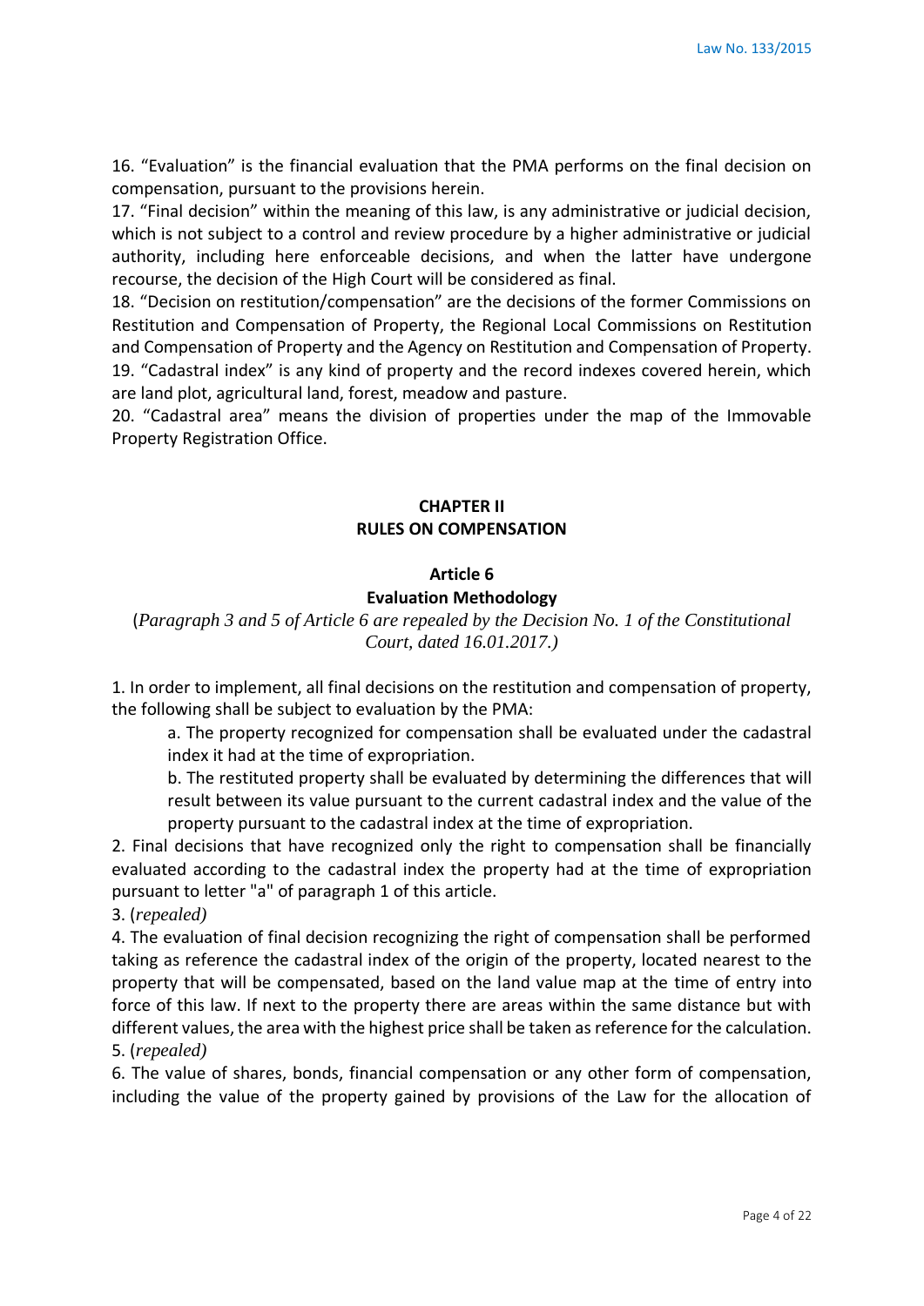16. “Evaluation” is the financial evaluation that the PMA performs on the final decision on compensation, pursuant to the provisions herein.

17. “Final decision” within the meaning of this law, is any administrative or judicial decision, which is not subject to a control and review procedure by a higher administrative or judicial authority, including here enforceable decisions, and when the latter have undergone recourse, the decision of the High Court will be considered as final.

18. “Decision on restitution/compensation” are the decisions of the former Commissions on Restitution and Compensation of Property, the Regional Local Commissions on Restitution and Compensation of Property and the Agency on Restitution and Compensation of Property.

19. “Cadastral index” is any kind of property and the record indexes covered herein, which are land plot, agricultural land, forest, meadow and pasture.

20. “Cadastral area” means the division of properties under the map of the Immovable Property Registration Office.

## CHAPTER II
## RULES ON COMPENSATION

### Article 6
### Evaluation Methodology

(*Paragraph 3 and 5 of Article 6 are repealed by the Decision No. 1 of the Constitutional Court, dated 16.01.2017.)*

1. In order to implement, all final decisions on the restitution and compensation of property, the following shall be subject to evaluation by the PMA:

   a. The property recognized for compensation shall be evaluated under the cadastral index it had at the time of expropriation.

   b. The restituted property shall be evaluated by determining the differences that will result between its value pursuant to the current cadastral index and the value of the property pursuant to the cadastral index at the time of expropriation.

2. Final decisions that have recognized only the right to compensation shall be financially evaluated according to the cadastral index the property had at the time of expropriation pursuant to letter "a" of paragraph 1 of this article.

3. (*repealed)*

4. The evaluation of final decision recognizing the right of compensation shall be performed taking as reference the cadastral index of the origin of the property, located nearest to the property that will be compensated, based on the land value map at the time of entry into force of this law. If next to the property there are areas within the same distance but with different values, the area with the highest price shall be taken as reference for the calculation.

5. (*repealed)*

6. The value of shares, bonds, financial compensation or any other form of compensation, including the value of the property gained by provisions of the Law for the allocation of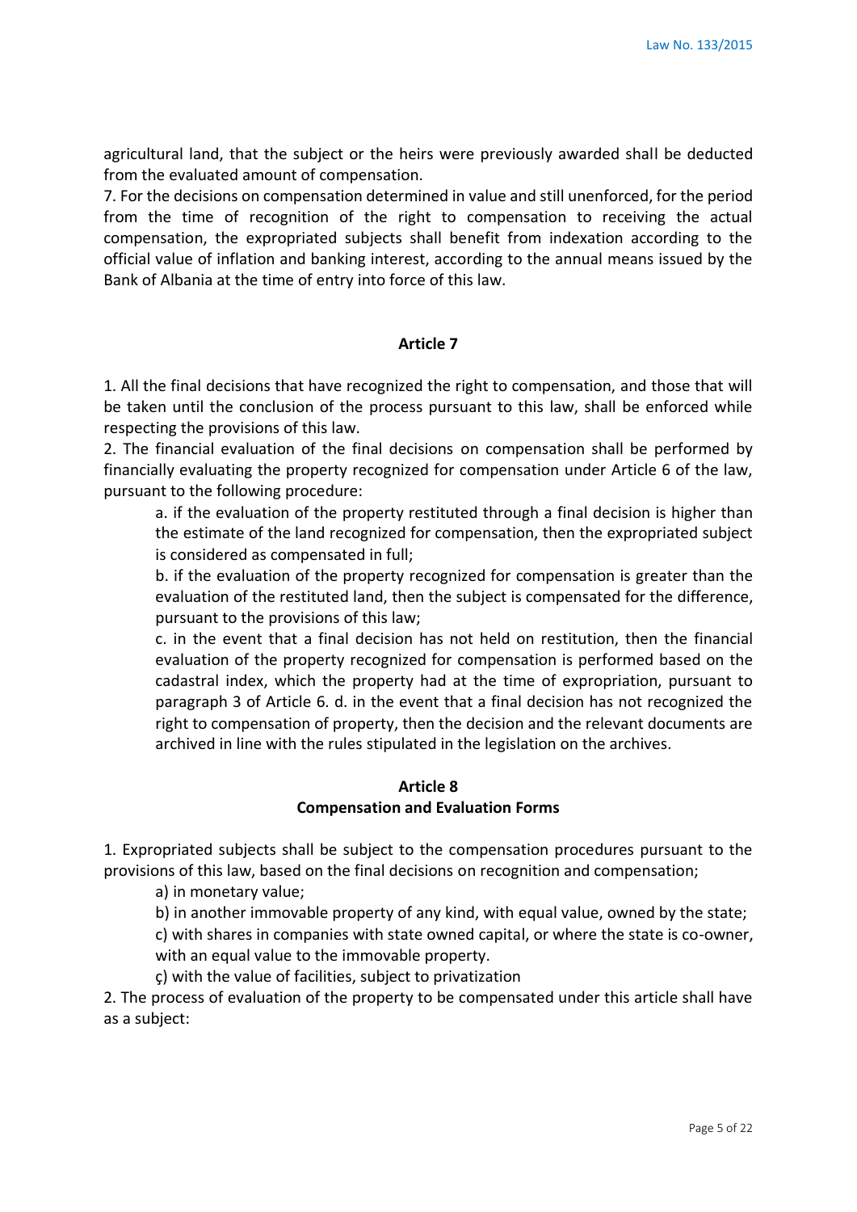agricultural land, that the subject or the heirs were previously awarded shall be deducted from the evaluated amount of compensation.

7. For the decisions on compensation determined in value and still unenforced, for the period from the time of recognition of the right to compensation to receiving the actual compensation, the expropriated subjects shall benefit from indexation according to the official value of inflation and banking interest, according to the annual means issued by the Bank of Albania at the time of entry into force of this law.

**Article 7**

1. All the final decisions that have recognized the right to compensation, and those that will be taken until the conclusion of the process pursuant to this law, shall be enforced while respecting the provisions of this law.
2. The financial evaluation of the final decisions on compensation shall be performed by financially evaluating the property recognized for compensation under Article 6 of the law, pursuant to the following procedure:

   a. if the evaluation of the property restituted through a final decision is higher than the estimate of the land recognized for compensation, then the expropriated subject is considered as compensated in full;

   b. if the evaluation of the property recognized for compensation is greater than the evaluation of the restituted land, then the subject is compensated for the difference, pursuant to the provisions of this law;

   c. in the event that a final decision has not held on restitution, then the financial evaluation of the property recognized for compensation is performed based on the cadastral index, which the property had at the time of expropriation, pursuant to paragraph 3 of Article 6. d. in the event that a final decision has not recognized the right to compensation of property, then the decision and the relevant documents are archived in line with the rules stipulated in the legislation on the archives.

**Article 8**
**Compensation and Evaluation Forms**

1. Expropriated subjects shall be subject to the compensation procedures pursuant to the provisions of this law, based on the final decisions on recognition and compensation;

   a) in monetary value;

   b) in another immovable property of any kind, with equal value, owned by the state;

   c) with shares in companies with state owned capital, or where the state is co-owner, with an equal value to the immovable property.

   ç) with the value of facilities, subject to privatization

2. The process of evaluation of the property to be compensated under this article shall have as a subject: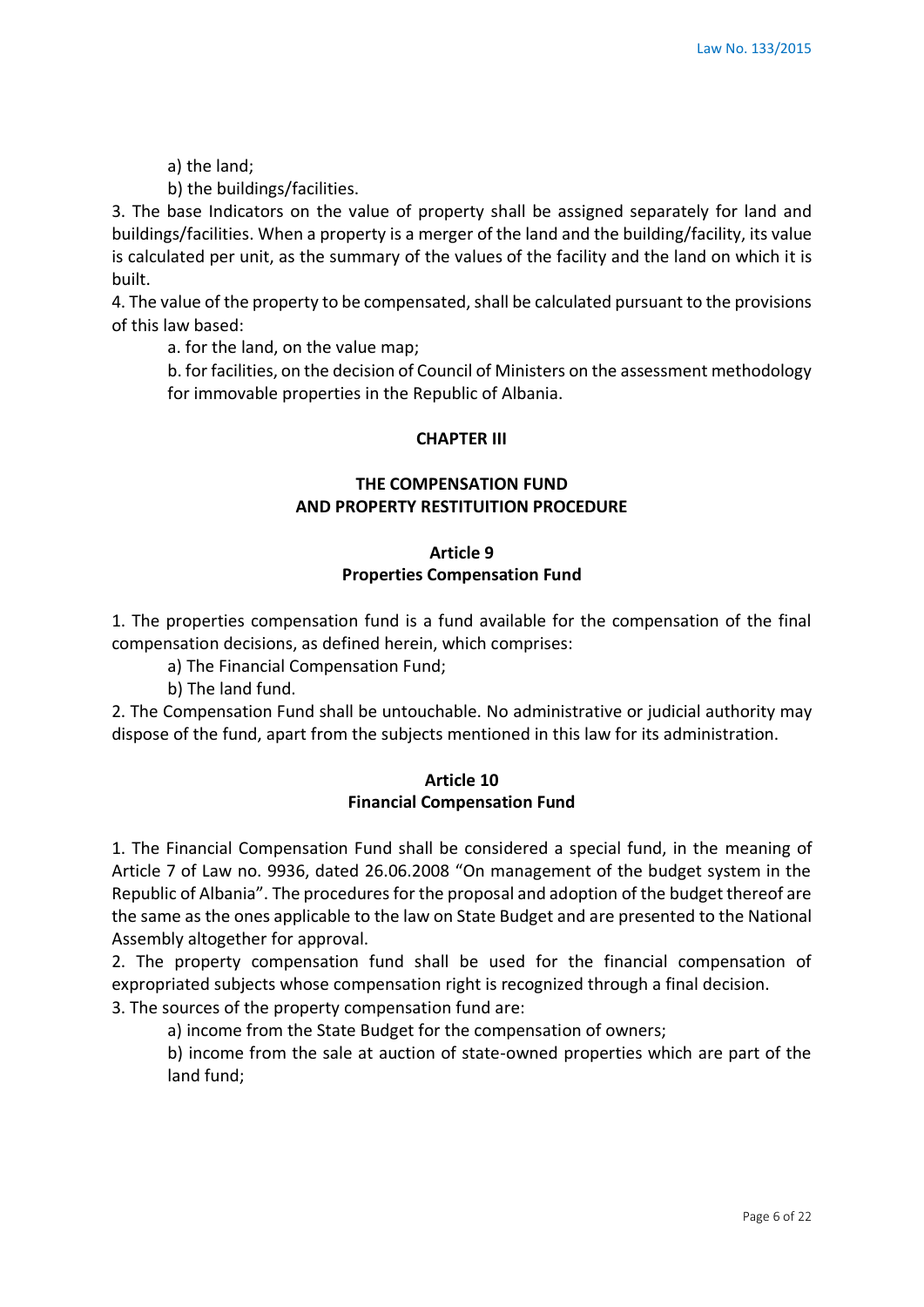a) the land;

b) the buildings/facilities.

3. The base Indicators on the value of property shall be assigned separately for land and buildings/facilities. When a property is a merger of the land and the building/facility, its value is calculated per unit, as the summary of the values of the facility and the land on which it is built.

4. The value of the property to be compensated, shall be calculated pursuant to the provisions of this law based:

a. for the land, on the value map;

b. for facilities, on the decision of Council of Ministers on the assessment methodology for immovable properties in the Republic of Albania.

## CHAPTER III

## THE COMPENSATION FUND AND PROPERTY RESTITUITION PROCEDURE

### Article 9
### Properties Compensation Fund

1. The properties compensation fund is a fund available for the compensation of the final compensation decisions, as defined herein, which comprises:

a) The Financial Compensation Fund;

b) The land fund.

2. The Compensation Fund shall be untouchable. No administrative or judicial authority may dispose of the fund, apart from the subjects mentioned in this law for its administration.

### Article 10
### Financial Compensation Fund

1. The Financial Compensation Fund shall be considered a special fund, in the meaning of Article 7 of Law no. 9936, dated 26.06.2008 "On management of the budget system in the Republic of Albania". The procedures for the proposal and adoption of the budget thereof are the same as the ones applicable to the law on State Budget and are presented to the National Assembly altogether for approval.

2. The property compensation fund shall be used for the financial compensation of expropriated subjects whose compensation right is recognized through a final decision.

3. The sources of the property compensation fund are:

a) income from the State Budget for the compensation of owners;

b) income from the sale at auction of state-owned properties which are part of the land fund;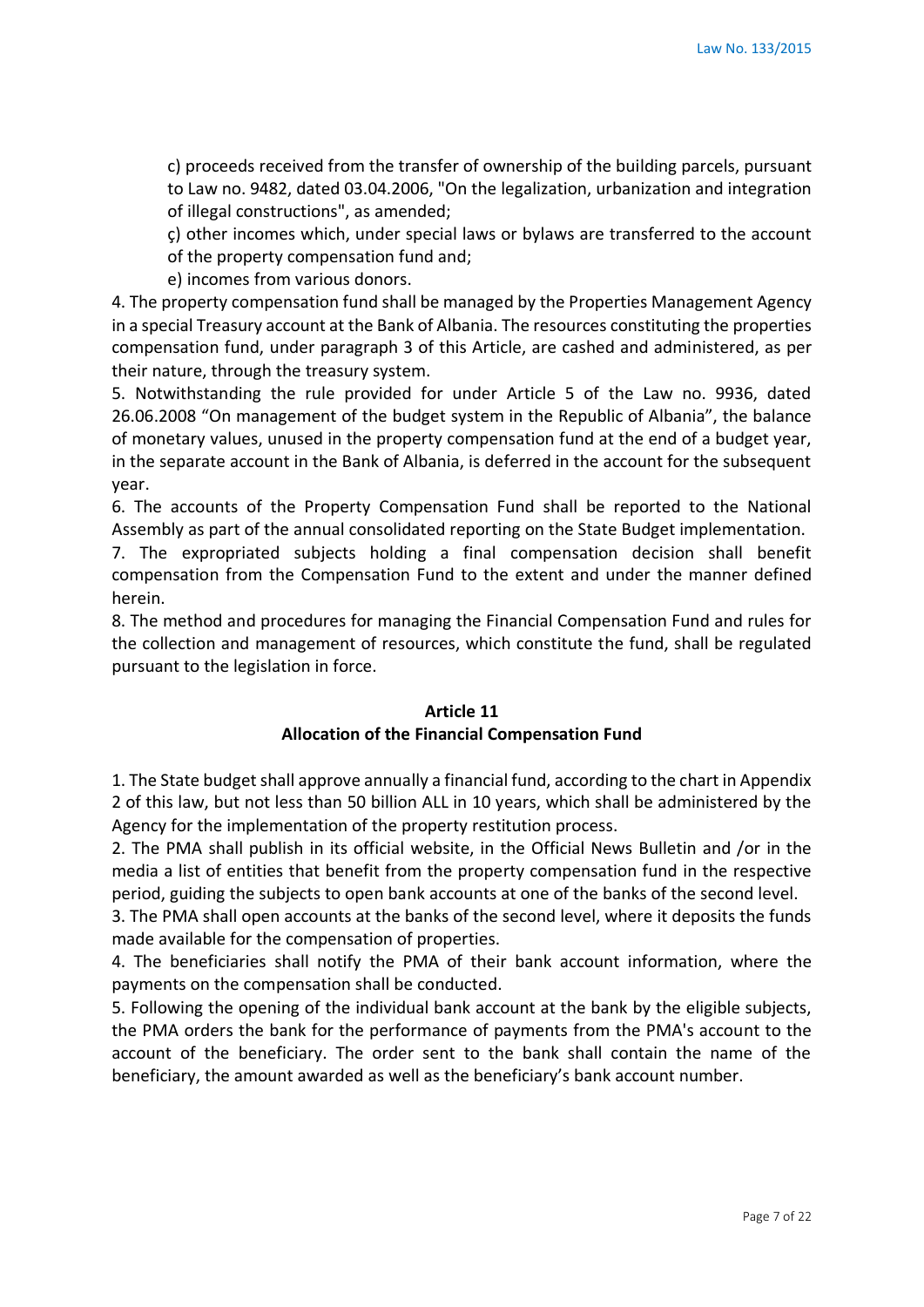c) proceeds received from the transfer of ownership of the building parcels, pursuant to Law no. 9482, dated 03.04.2006, "On the legalization, urbanization and integration of illegal constructions", as amended;

ç) other incomes which, under special laws or bylaws are transferred to the account of the property compensation fund and;

e) incomes from various donors.

4. The property compensation fund shall be managed by the Properties Management Agency in a special Treasury account at the Bank of Albania. The resources constituting the properties compensation fund, under paragraph 3 of this Article, are cashed and administered, as per their nature, through the treasury system.

5. Notwithstanding the rule provided for under Article 5 of the Law no. 9936, dated 26.06.2008 "On management of the budget system in the Republic of Albania", the balance of monetary values, unused in the property compensation fund at the end of a budget year, in the separate account in the Bank of Albania, is deferred in the account for the subsequent year.

6. The accounts of the Property Compensation Fund shall be reported to the National Assembly as part of the annual consolidated reporting on the State Budget implementation.

7. The expropriated subjects holding a final compensation decision shall benefit compensation from the Compensation Fund to the extent and under the manner defined herein.

8. The method and procedures for managing the Financial Compensation Fund and rules for the collection and management of resources, which constitute the fund, shall be regulated pursuant to the legislation in force.

## Article 11
## Allocation of the Financial Compensation Fund

1. The State budget shall approve annually a financial fund, according to the chart in Appendix 2 of this law, but not less than 50 billion ALL in 10 years, which shall be administered by the Agency for the implementation of the property restitution process.

2. The PMA shall publish in its official website, in the Official News Bulletin and /or in the media a list of entities that benefit from the property compensation fund in the respective period, guiding the subjects to open bank accounts at one of the banks of the second level.

3. The PMA shall open accounts at the banks of the second level, where it deposits the funds made available for the compensation of properties.

4. The beneficiaries shall notify the PMA of their bank account information, where the payments on the compensation shall be conducted.

5. Following the opening of the individual bank account at the bank by the eligible subjects, the PMA orders the bank for the performance of payments from the PMA's account to the account of the beneficiary. The order sent to the bank shall contain the name of the beneficiary, the amount awarded as well as the beneficiary's bank account number.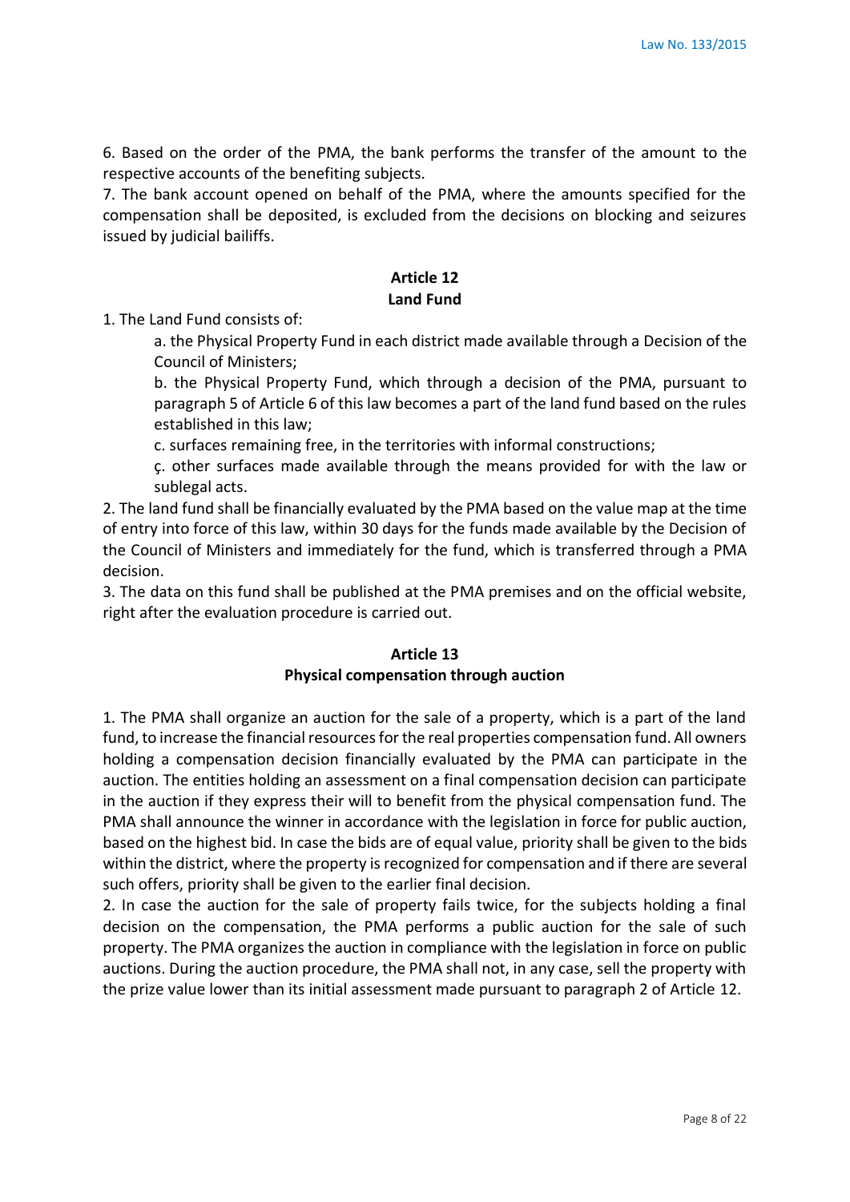6. Based on the order of the PMA, the bank performs the transfer of the amount to the respective accounts of the benefiting subjects.
7. The bank account opened on behalf of the PMA, where the amounts specified for the compensation shall be deposited, is excluded from the decisions on blocking and seizures issued by judicial bailiffs.

## Article 12
## Land Fund

1. The Land Fund consists of:

   a. the Physical Property Fund in each district made available through a Decision of the Council of Ministers;

   b. the Physical Property Fund, which through a decision of the PMA, pursuant to paragraph 5 of Article 6 of this law becomes a part of the land fund based on the rules established in this law;

   c. surfaces remaining free, in the territories with informal constructions;

   ç. other surfaces made available through the means provided for with the law or sublegal acts.

2. The land fund shall be financially evaluated by the PMA based on the value map at the time of entry into force of this law, within 30 days for the funds made available by the Decision of the Council of Ministers and immediately for the fund, which is transferred through a PMA decision.
3. The data on this fund shall be published at the PMA premises and on the official website, right after the evaluation procedure is carried out.

## Article 13
## Physical compensation through auction

1. The PMA shall organize an auction for the sale of a property, which is a part of the land fund, to increase the financial resources for the real properties compensation fund. All owners holding a compensation decision financially evaluated by the PMA can participate in the auction. The entities holding an assessment on a final compensation decision can participate in the auction if they express their will to benefit from the physical compensation fund. The PMA shall announce the winner in accordance with the legislation in force for public auction, based on the highest bid. In case the bids are of equal value, priority shall be given to the bids within the district, where the property is recognized for compensation and if there are several such offers, priority shall be given to the earlier final decision.
2. In case the auction for the sale of property fails twice, for the subjects holding a final decision on the compensation, the PMA performs a public auction for the sale of such property. The PMA organizes the auction in compliance with the legislation in force on public auctions. During the auction procedure, the PMA shall not, in any case, sell the property with the prize value lower than its initial assessment made pursuant to paragraph 2 of Article 12.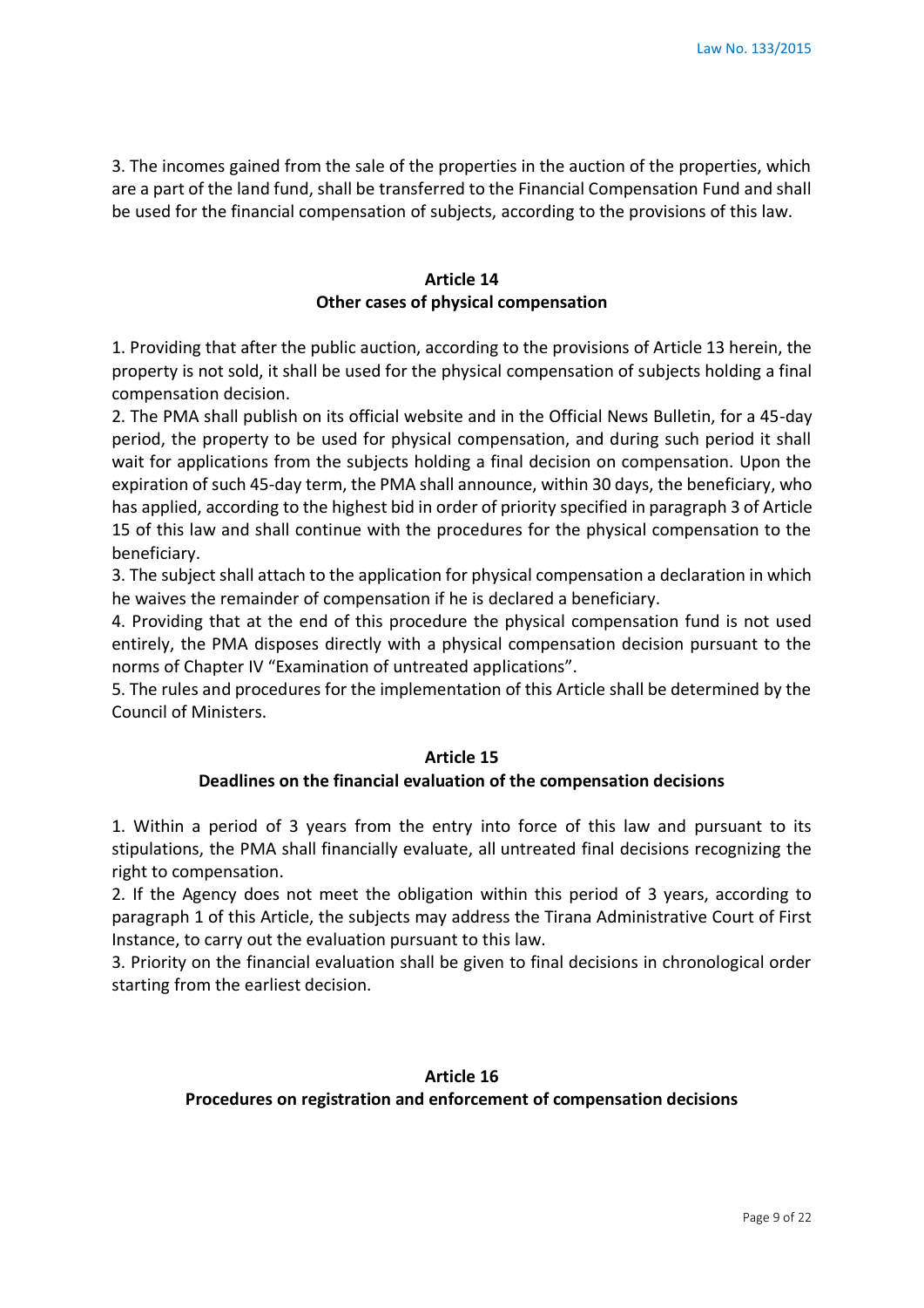3. The incomes gained from the sale of the properties in the auction of the properties, which are a part of the land fund, shall be transferred to the Financial Compensation Fund and shall be used for the financial compensation of subjects, according to the provisions of this law.

## Article 14
## Other cases of physical compensation

1. Providing that after the public auction, according to the provisions of Article 13 herein, the property is not sold, it shall be used for the physical compensation of subjects holding a final compensation decision.
2. The PMA shall publish on its official website and in the Official News Bulletin, for a 45-day period, the property to be used for physical compensation, and during such period it shall wait for applications from the subjects holding a final decision on compensation. Upon the expiration of such 45-day term, the PMA shall announce, within 30 days, the beneficiary, who has applied, according to the highest bid in order of priority specified in paragraph 3 of Article 15 of this law and shall continue with the procedures for the physical compensation to the beneficiary.
3. The subject shall attach to the application for physical compensation a declaration in which he waives the remainder of compensation if he is declared a beneficiary.
4. Providing that at the end of this procedure the physical compensation fund is not used entirely, the PMA disposes directly with a physical compensation decision pursuant to the norms of Chapter IV "Examination of untreated applications".
5. The rules and procedures for the implementation of this Article shall be determined by the Council of Ministers.

## Article 15
## Deadlines on the financial evaluation of the compensation decisions

1. Within a period of 3 years from the entry into force of this law and pursuant to its stipulations, the PMA shall financially evaluate, all untreated final decisions recognizing the right to compensation.
2. If the Agency does not meet the obligation within this period of 3 years, according to paragraph 1 of this Article, the subjects may address the Tirana Administrative Court of First Instance, to carry out the evaluation pursuant to this law.
3. Priority on the financial evaluation shall be given to final decisions in chronological order starting from the earliest decision.

## Article 16
## Procedures on registration and enforcement of compensation decisions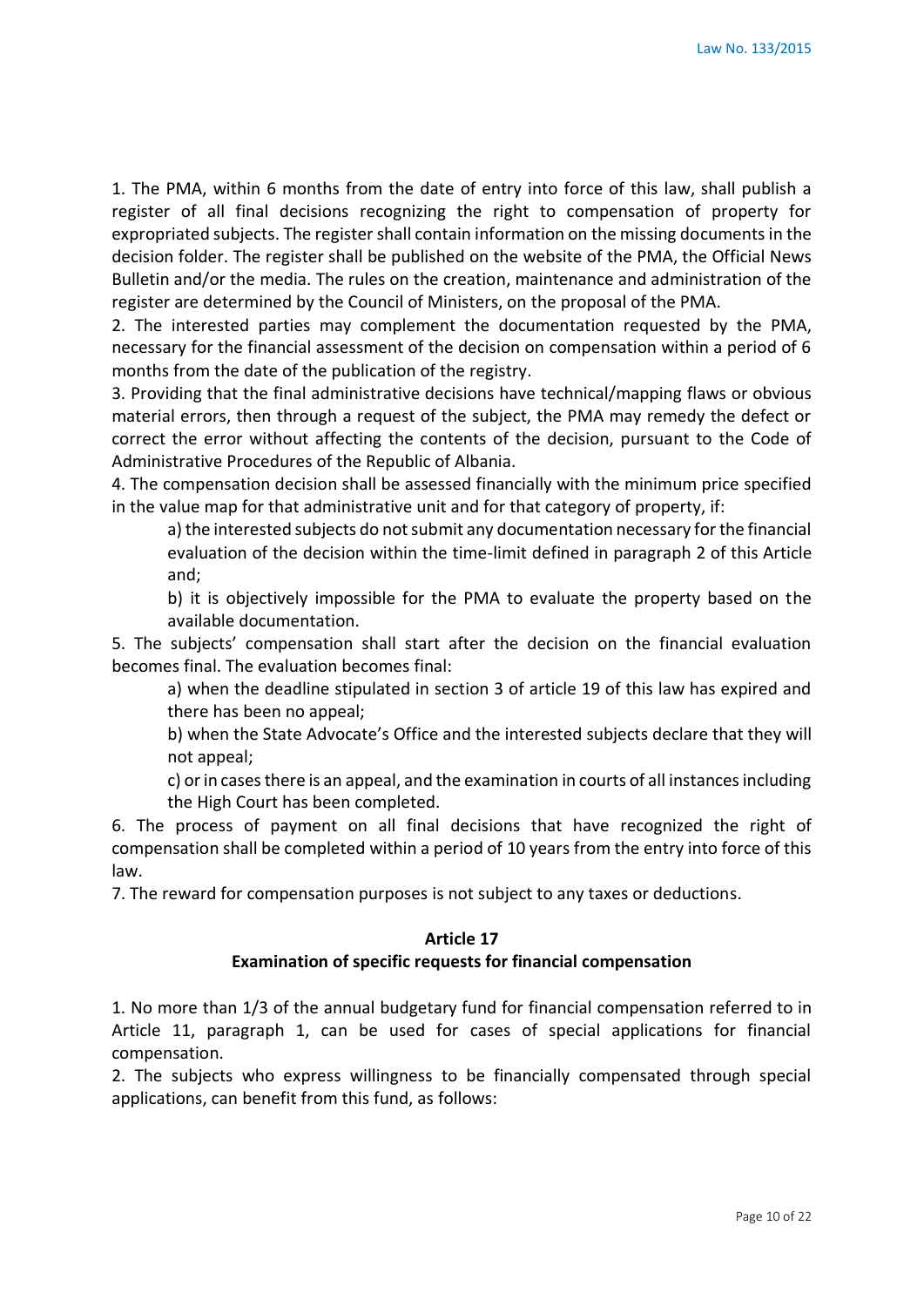1. The PMA, within 6 months from the date of entry into force of this law, shall publish a register of all final decisions recognizing the right to compensation of property for expropriated subjects. The register shall contain information on the missing documents in the decision folder. The register shall be published on the website of the PMA, the Official News Bulletin and/or the media. The rules on the creation, maintenance and administration of the register are determined by the Council of Ministers, on the proposal of the PMA.

2. The interested parties may complement the documentation requested by the PMA, necessary for the financial assessment of the decision on compensation within a period of 6 months from the date of the publication of the registry.

3. Providing that the final administrative decisions have technical/mapping flaws or obvious material errors, then through a request of the subject, the PMA may remedy the defect or correct the error without affecting the contents of the decision, pursuant to the Code of Administrative Procedures of the Republic of Albania.

4. The compensation decision shall be assessed financially with the minimum price specified in the value map for that administrative unit and for that category of property, if:

   a) the interested subjects do not submit any documentation necessary for the financial evaluation of the decision within the time-limit defined in paragraph 2 of this Article and;

   b) it is objectively impossible for the PMA to evaluate the property based on the available documentation.

5. The subjects' compensation shall start after the decision on the financial evaluation becomes final. The evaluation becomes final:

   a) when the deadline stipulated in section 3 of article 19 of this law has expired and there has been no appeal;

   b) when the State Advocate's Office and the interested subjects declare that they will not appeal;

   c) or in cases there is an appeal, and the examination in courts of all instances including the High Court has been completed.

6. The process of payment on all final decisions that have recognized the right of compensation shall be completed within a period of 10 years from the entry into force of this law.

7. The reward for compensation purposes is not subject to any taxes or deductions.

### Article 17
### Examination of specific requests for financial compensation

1. No more than 1/3 of the annual budgetary fund for financial compensation referred to in Article 11, paragraph 1, can be used for cases of special applications for financial compensation.

2. The subjects who express willingness to be financially compensated through special applications, can benefit from this fund, as follows: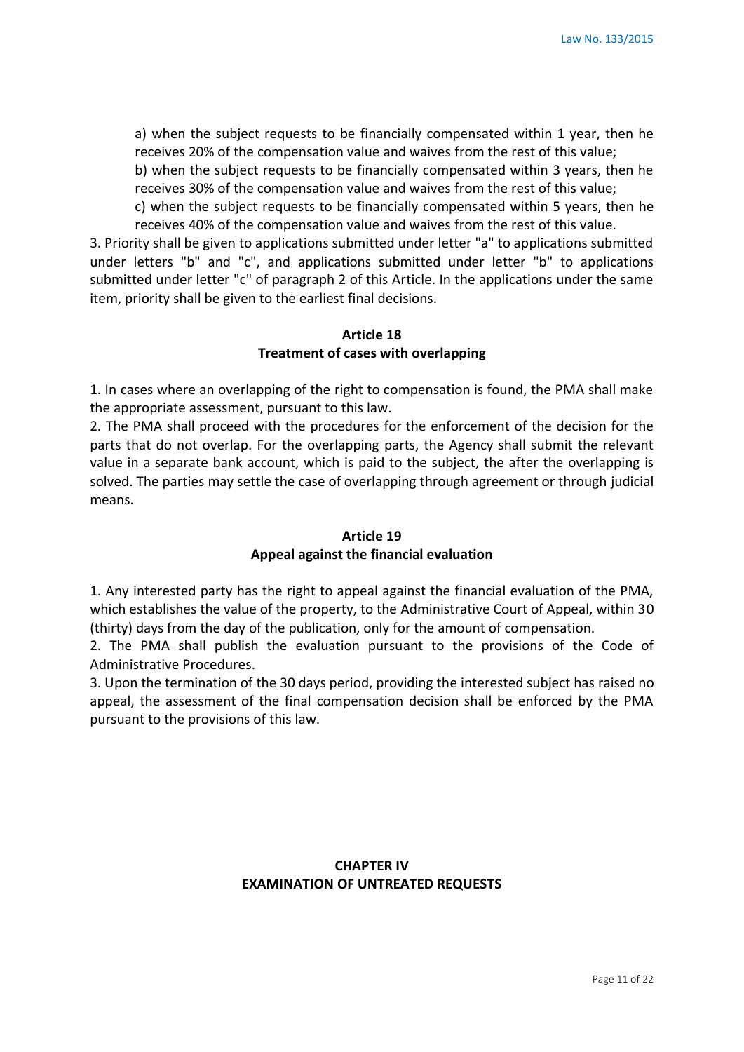a) when the subject requests to be financially compensated within 1 year, then he receives 20% of the compensation value and waives from the rest of this value;

b) when the subject requests to be financially compensated within 3 years, then he receives 30% of the compensation value and waives from the rest of this value;

c) when the subject requests to be financially compensated within 5 years, then he receives 40% of the compensation value and waives from the rest of this value.

3. Priority shall be given to applications submitted under letter "a" to applications submitted under letters "b" and "c", and applications submitted under letter "b" to applications submitted under letter "c" of paragraph 2 of this Article. In the applications under the same item, priority shall be given to the earliest final decisions.

## Article 18
## Treatment of cases with overlapping

1. In cases where an overlapping of the right to compensation is found, the PMA shall make the appropriate assessment, pursuant to this law.

2. The PMA shall proceed with the procedures for the enforcement of the decision for the parts that do not overlap. For the overlapping parts, the Agency shall submit the relevant value in a separate bank account, which is paid to the subject, the after the overlapping is solved. The parties may settle the case of overlapping through agreement or through judicial means.

## Article 19
## Appeal against the financial evaluation

1. Any interested party has the right to appeal against the financial evaluation of the PMA, which establishes the value of the property, to the Administrative Court of Appeal, within 30 (thirty) days from the day of the publication, only for the amount of compensation.

2. The PMA shall publish the evaluation pursuant to the provisions of the Code of Administrative Procedures.

3. Upon the termination of the 30 days period, providing the interested subject has raised no appeal, the assessment of the final compensation decision shall be enforced by the PMA pursuant to the provisions of this law.

# CHAPTER IV
# EXAMINATION OF UNTREATED REQUESTS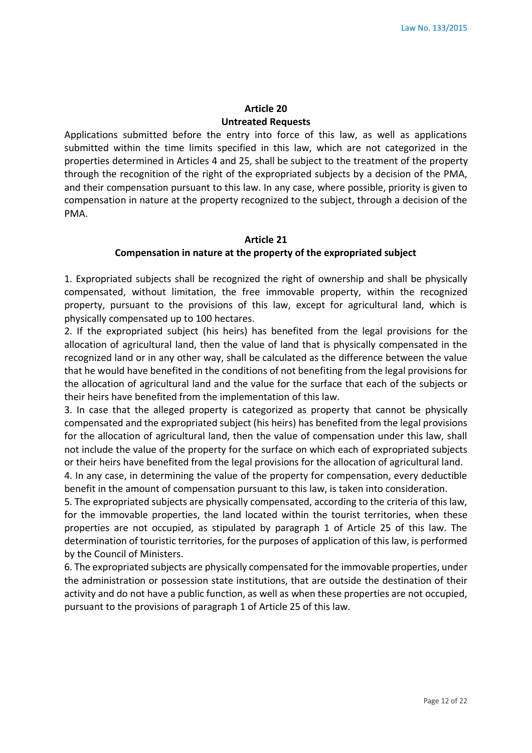## Article 20
## Untreated Requests

Applications submitted before the entry into force of this law, as well as applications submitted within the time limits specified in this law, which are not categorized in the properties determined in Articles 4 and 25, shall be subject to the treatment of the property through the recognition of the right of the expropriated subjects by a decision of the PMA, and their compensation pursuant to this law. In any case, where possible, priority is given to compensation in nature at the property recognized to the subject, through a decision of the PMA.

## Article 21
## Compensation in nature at the property of the expropriated subject

1. Expropriated subjects shall be recognized the right of ownership and shall be physically compensated, without limitation, the free immovable property, within the recognized property, pursuant to the provisions of this law, except for agricultural land, which is physically compensated up to 100 hectares.
2. If the expropriated subject (his heirs) has benefited from the legal provisions for the allocation of agricultural land, then the value of land that is physically compensated in the recognized land or in any other way, shall be calculated as the difference between the value that he would have benefited in the conditions of not benefiting from the legal provisions for the allocation of agricultural land and the value for the surface that each of the subjects or their heirs have benefited from the implementation of this law.
3. In case that the alleged property is categorized as property that cannot be physically compensated and the expropriated subject (his heirs) has benefited from the legal provisions for the allocation of agricultural land, then the value of compensation under this law, shall not include the value of the property for the surface on which each of expropriated subjects or their heirs have benefited from the legal provisions for the allocation of agricultural land.
4. In any case, in determining the value of the property for compensation, every deductible benefit in the amount of compensation pursuant to this law, is taken into consideration.
5. The expropriated subjects are physically compensated, according to the criteria of this law, for the immovable properties, the land located within the tourist territories, when these properties are not occupied, as stipulated by paragraph 1 of Article 25 of this law. The determination of touristic territories, for the purposes of application of this law, is performed by the Council of Ministers.
6. The expropriated subjects are physically compensated for the immovable properties, under the administration or possession state institutions, that are outside the destination of their activity and do not have a public function, as well as when these properties are not occupied, pursuant to the provisions of paragraph 1 of Article 25 of this law.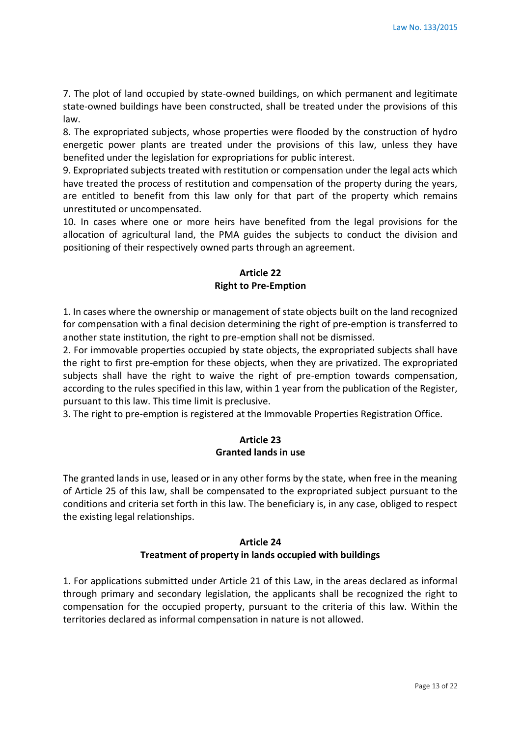7. The plot of land occupied by state-owned buildings, on which permanent and legitimate state-owned buildings have been constructed, shall be treated under the provisions of this law.

8. The expropriated subjects, whose properties were flooded by the construction of hydro energetic power plants are treated under the provisions of this law, unless they have benefited under the legislation for expropriations for public interest.

9. Expropriated subjects treated with restitution or compensation under the legal acts which have treated the process of restitution and compensation of the property during the years, are entitled to benefit from this law only for that part of the property which remains unrestituted or uncompensated.

10. In cases where one or more heirs have benefited from the legal provisions for the allocation of agricultural land, the PMA guides the subjects to conduct the division and positioning of their respectively owned parts through an agreement.

## Article 22
## Right to Pre-Emption

1. In cases where the ownership or management of state objects built on the land recognized for compensation with a final decision determining the right of pre-emption is transferred to another state institution, the right to pre-emption shall not be dismissed.

2. For immovable properties occupied by state objects, the expropriated subjects shall have the right to first pre-emption for these objects, when they are privatized. The expropriated subjects shall have the right to waive the right of pre-emption towards compensation, according to the rules specified in this law, within 1 year from the publication of the Register, pursuant to this law. This time limit is preclusive.

3. The right to pre-emption is registered at the Immovable Properties Registration Office.

## Article 23
## Granted lands in use

The granted lands in use, leased or in any other forms by the state, when free in the meaning of Article 25 of this law, shall be compensated to the expropriated subject pursuant to the conditions and criteria set forth in this law. The beneficiary is, in any case, obliged to respect the existing legal relationships.

## Article 24
## Treatment of property in lands occupied with buildings

1. For applications submitted under Article 21 of this Law, in the areas declared as informal through primary and secondary legislation, the applicants shall be recognized the right to compensation for the occupied property, pursuant to the criteria of this law. Within the territories declared as informal compensation in nature is not allowed.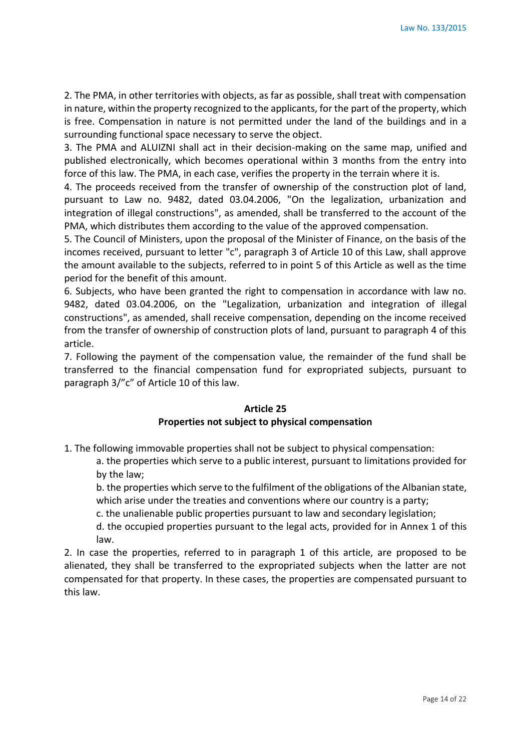2. The PMA, in other territories with objects, as far as possible, shall treat with compensation in nature, within the property recognized to the applicants, for the part of the property, which is free. Compensation in nature is not permitted under the land of the buildings and in a surrounding functional space necessary to serve the object.

3. The PMA and ALUIZNI shall act in their decision-making on the same map, unified and published electronically, which becomes operational within 3 months from the entry into force of this law. The PMA, in each case, verifies the property in the terrain where it is.

4. The proceeds received from the transfer of ownership of the construction plot of land, pursuant to Law no. 9482, dated 03.04.2006, "On the legalization, urbanization and integration of illegal constructions", as amended, shall be transferred to the account of the PMA, which distributes them according to the value of the approved compensation.

5. The Council of Ministers, upon the proposal of the Minister of Finance, on the basis of the incomes received, pursuant to letter "c", paragraph 3 of Article 10 of this Law, shall approve the amount available to the subjects, referred to in point 5 of this Article as well as the time period for the benefit of this amount.

6. Subjects, who have been granted the right to compensation in accordance with law no. 9482, dated 03.04.2006, on the "Legalization, urbanization and integration of illegal constructions", as amended, shall receive compensation, depending on the income received from the transfer of ownership of construction plots of land, pursuant to paragraph 4 of this article.

7. Following the payment of the compensation value, the remainder of the fund shall be transferred to the financial compensation fund for expropriated subjects, pursuant to paragraph 3/"c" of Article 10 of this law.

### Article 25
### Properties not subject to physical compensation

1. The following immovable properties shall not be subject to physical compensation:
   - a. the properties which serve to a public interest, pursuant to limitations provided for by the law;
   - b. the properties which serve to the fulfilment of the obligations of the Albanian state, which arise under the treaties and conventions where our country is a party;
   - c. the unalienable public properties pursuant to law and secondary legislation;
   - d. the occupied properties pursuant to the legal acts, provided for in Annex 1 of this law.

2. In case the properties, referred to in paragraph 1 of this article, are proposed to be alienated, they shall be transferred to the expropriated subjects when the latter are not compensated for that property. In these cases, the properties are compensated pursuant to this law.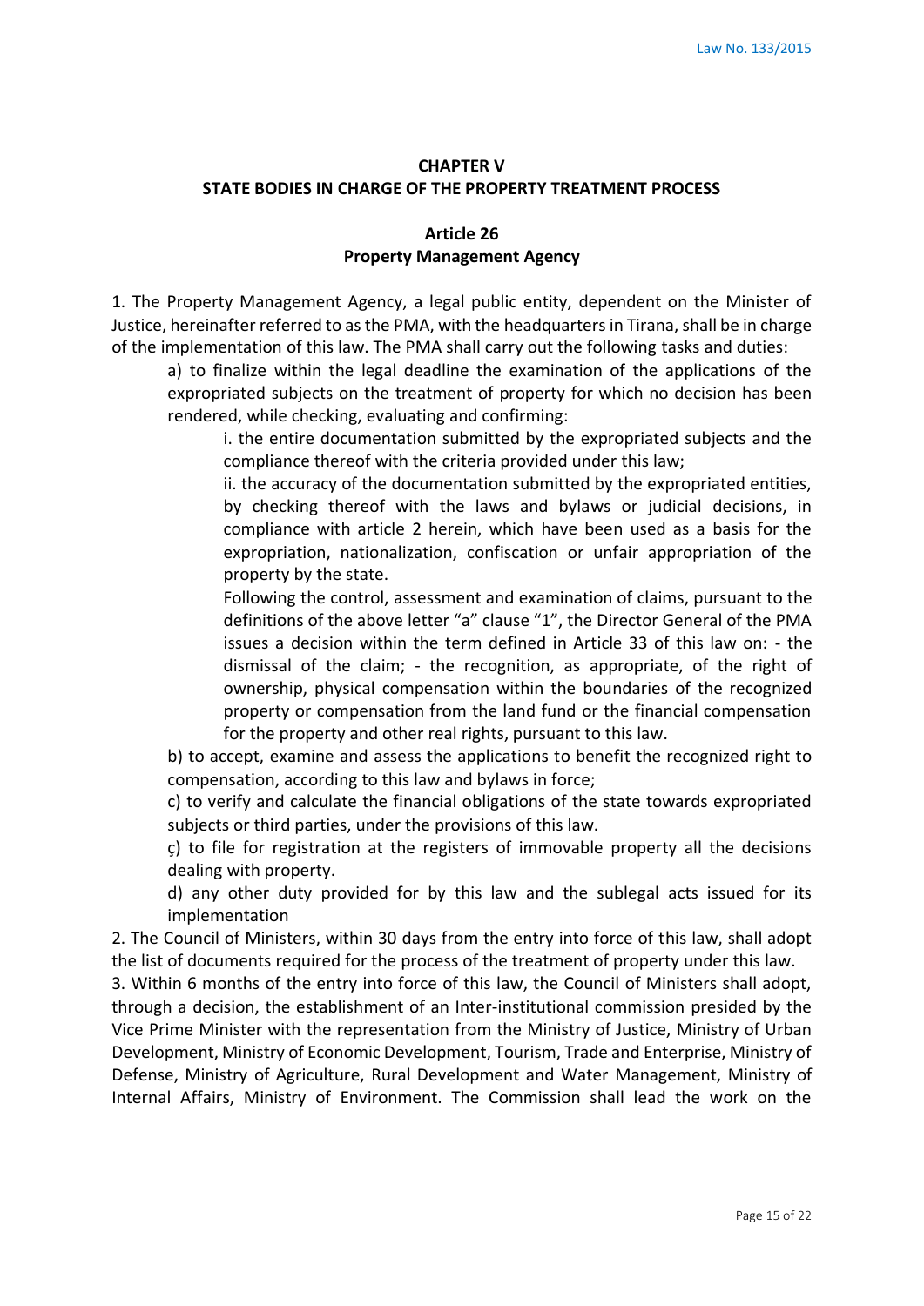## CHAPTER V
## STATE BODIES IN CHARGE OF THE PROPERTY TREATMENT PROCESS

### Article 26
### Property Management Agency

1. The Property Management Agency, a legal public entity, dependent on the Minister of Justice, hereinafter referred to as the PMA, with the headquarters in Tirana, shall be in charge of the implementation of this law. The PMA shall carry out the following tasks and duties:

   a) to finalize within the legal deadline the examination of the applications of the expropriated subjects on the treatment of property for which no decision has been rendered, while checking, evaluating and confirming:

      i. the entire documentation submitted by the expropriated subjects and the compliance thereof with the criteria provided under this law;

      ii. the accuracy of the documentation submitted by the expropriated entities, by checking thereof with the laws and bylaws or judicial decisions, in compliance with article 2 herein, which have been used as a basis for the expropriation, nationalization, confiscation or unfair appropriation of the property by the state.

      Following the control, assessment and examination of claims, pursuant to the definitions of the above letter "a" clause "1", the Director General of the PMA issues a decision within the term defined in Article 33 of this law on: - the dismissal of the claim; - the recognition, as appropriate, of the right of ownership, physical compensation within the boundaries of the recognized property or compensation from the land fund or the financial compensation for the property and other real rights, pursuant to this law.

   b) to accept, examine and assess the applications to benefit the recognized right to compensation, according to this law and bylaws in force;

   c) to verify and calculate the financial obligations of the state towards expropriated subjects or third parties, under the provisions of this law.

   ç) to file for registration at the registers of immovable property all the decisions dealing with property.

   d) any other duty provided for by this law and the sublegal acts issued for its implementation

2. The Council of Ministers, within 30 days from the entry into force of this law, shall adopt the list of documents required for the process of the treatment of property under this law.

3. Within 6 months of the entry into force of this law, the Council of Ministers shall adopt, through a decision, the establishment of an Inter-institutional commission presided by the Vice Prime Minister with the representation from the Ministry of Justice, Ministry of Urban Development, Ministry of Economic Development, Tourism, Trade and Enterprise, Ministry of Defense, Ministry of Agriculture, Rural Development and Water Management, Ministry of Internal Affairs, Ministry of Environment. The Commission shall lead the work on the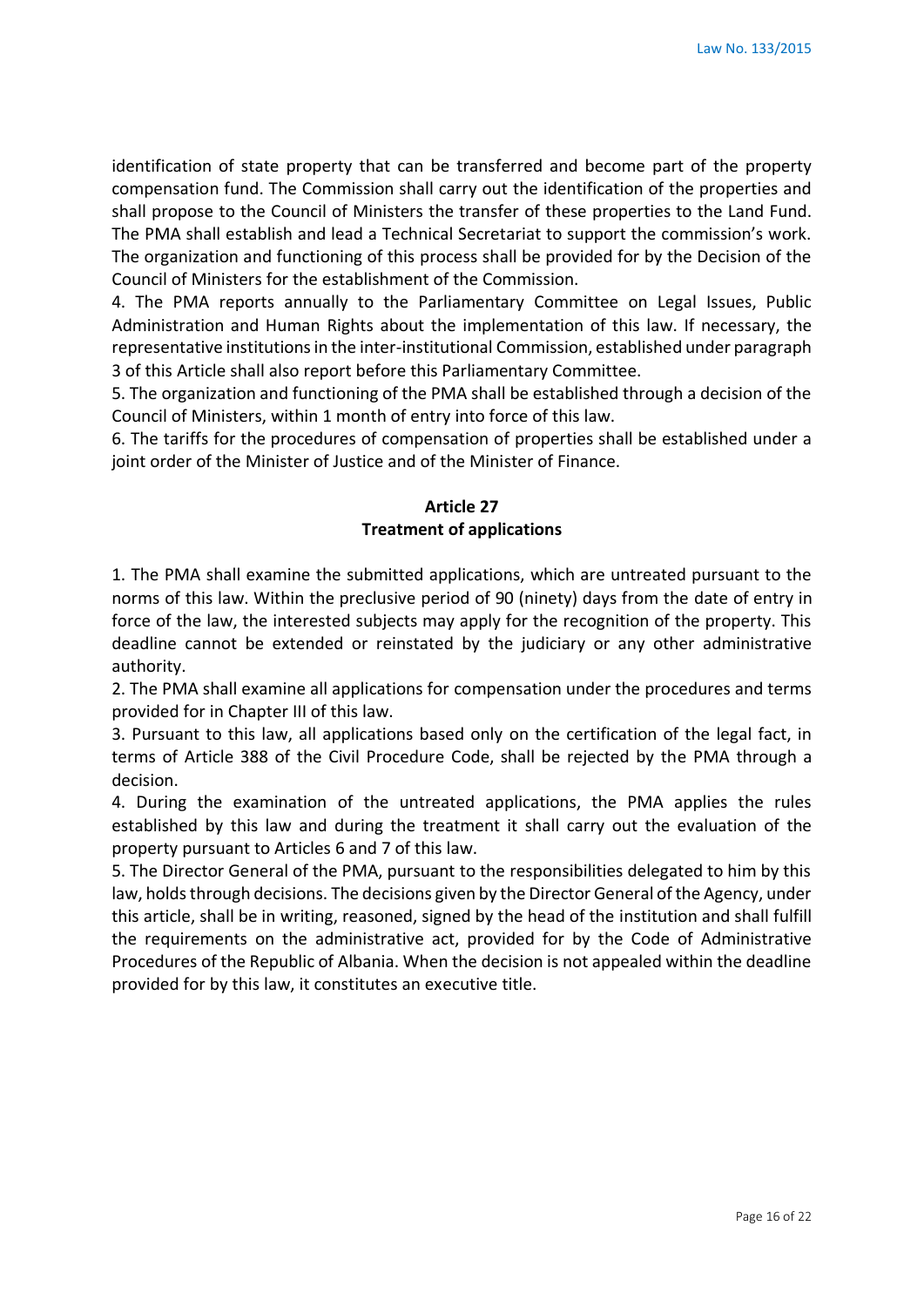identification of state property that can be transferred and become part of the property compensation fund. The Commission shall carry out the identification of the properties and shall propose to the Council of Ministers the transfer of these properties to the Land Fund. The PMA shall establish and lead a Technical Secretariat to support the commission's work. The organization and functioning of this process shall be provided for by the Decision of the Council of Ministers for the establishment of the Commission.

4. The PMA reports annually to the Parliamentary Committee on Legal Issues, Public Administration and Human Rights about the implementation of this law. If necessary, the representative institutions in the inter-institutional Commission, established under paragraph 3 of this Article shall also report before this Parliamentary Committee.

5. The organization and functioning of the PMA shall be established through a decision of the Council of Ministers, within 1 month of entry into force of this law.

6. The tariffs for the procedures of compensation of properties shall be established under a joint order of the Minister of Justice and of the Minister of Finance.

**Article 27**
**Treatment of applications**

1. The PMA shall examine the submitted applications, which are untreated pursuant to the norms of this law. Within the preclusive period of 90 (ninety) days from the date of entry in force of the law, the interested subjects may apply for the recognition of the property. This deadline cannot be extended or reinstated by the judiciary or any other administrative authority.

2. The PMA shall examine all applications for compensation under the procedures and terms provided for in Chapter III of this law.

3. Pursuant to this law, all applications based only on the certification of the legal fact, in terms of Article 388 of the Civil Procedure Code, shall be rejected by the PMA through a decision.

4. During the examination of the untreated applications, the PMA applies the rules established by this law and during the treatment it shall carry out the evaluation of the property pursuant to Articles 6 and 7 of this law.

5. The Director General of the PMA, pursuant to the responsibilities delegated to him by this law, holds through decisions. The decisions given by the Director General of the Agency, under this article, shall be in writing, reasoned, signed by the head of the institution and shall fulfill the requirements on the administrative act, provided for by the Code of Administrative Procedures of the Republic of Albania. When the decision is not appealed within the deadline provided for by this law, it constitutes an executive title.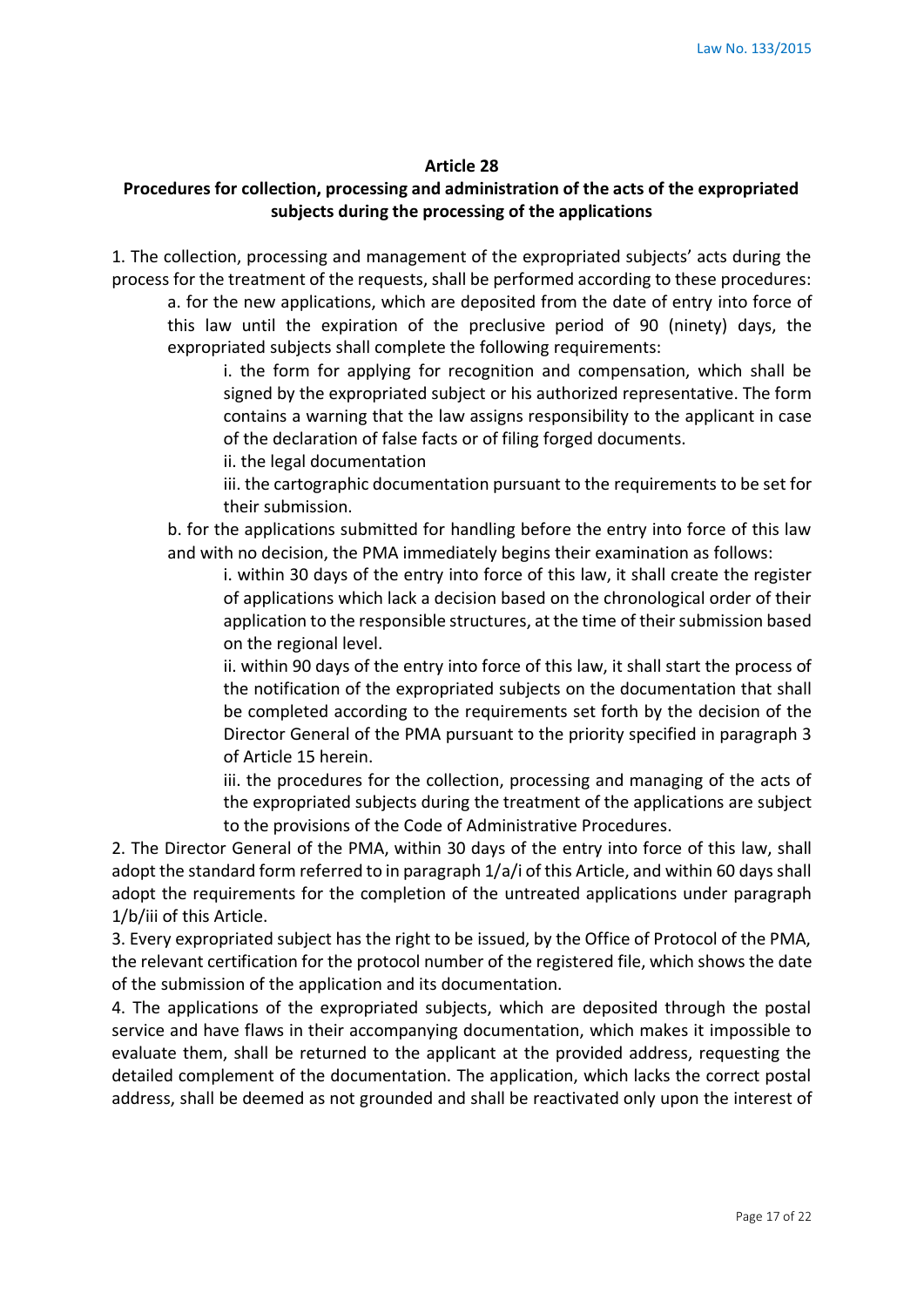## Article 28

### Procedures for collection, processing and administration of the acts of the expropriated subjects during the processing of the applications

1. The collection, processing and management of the expropriated subjects' acts during the process for the treatment of the requests, shall be performed according to these procedures:

   a. for the new applications, which are deposited from the date of entry into force of this law until the expiration of the preclusive period of 90 (ninety) days, the expropriated subjects shall complete the following requirements:

      i. the form for applying for recognition and compensation, which shall be signed by the expropriated subject or his authorized representative. The form contains a warning that the law assigns responsibility to the applicant in case of the declaration of false facts or of filing forged documents.

      ii. the legal documentation

      iii. the cartographic documentation pursuant to the requirements to be set for their submission.

   b. for the applications submitted for handling before the entry into force of this law and with no decision, the PMA immediately begins their examination as follows:

      i. within 30 days of the entry into force of this law, it shall create the register of applications which lack a decision based on the chronological order of their application to the responsible structures, at the time of their submission based on the regional level.

      ii. within 90 days of the entry into force of this law, it shall start the process of the notification of the expropriated subjects on the documentation that shall be completed according to the requirements set forth by the decision of the Director General of the PMA pursuant to the priority specified in paragraph 3 of Article 15 herein.

      iii. the procedures for the collection, processing and managing of the acts of the expropriated subjects during the treatment of the applications are subject to the provisions of the Code of Administrative Procedures.

2. The Director General of the PMA, within 30 days of the entry into force of this law, shall adopt the standard form referred to in paragraph 1/a/i of this Article, and within 60 days shall adopt the requirements for the completion of the untreated applications under paragraph 1/b/iii of this Article.

3. Every expropriated subject has the right to be issued, by the Office of Protocol of the PMA, the relevant certification for the protocol number of the registered file, which shows the date of the submission of the application and its documentation.

4. The applications of the expropriated subjects, which are deposited through the postal service and have flaws in their accompanying documentation, which makes it impossible to evaluate them, shall be returned to the applicant at the provided address, requesting the detailed complement of the documentation. The application, which lacks the correct postal address, shall be deemed as not grounded and shall be reactivated only upon the interest of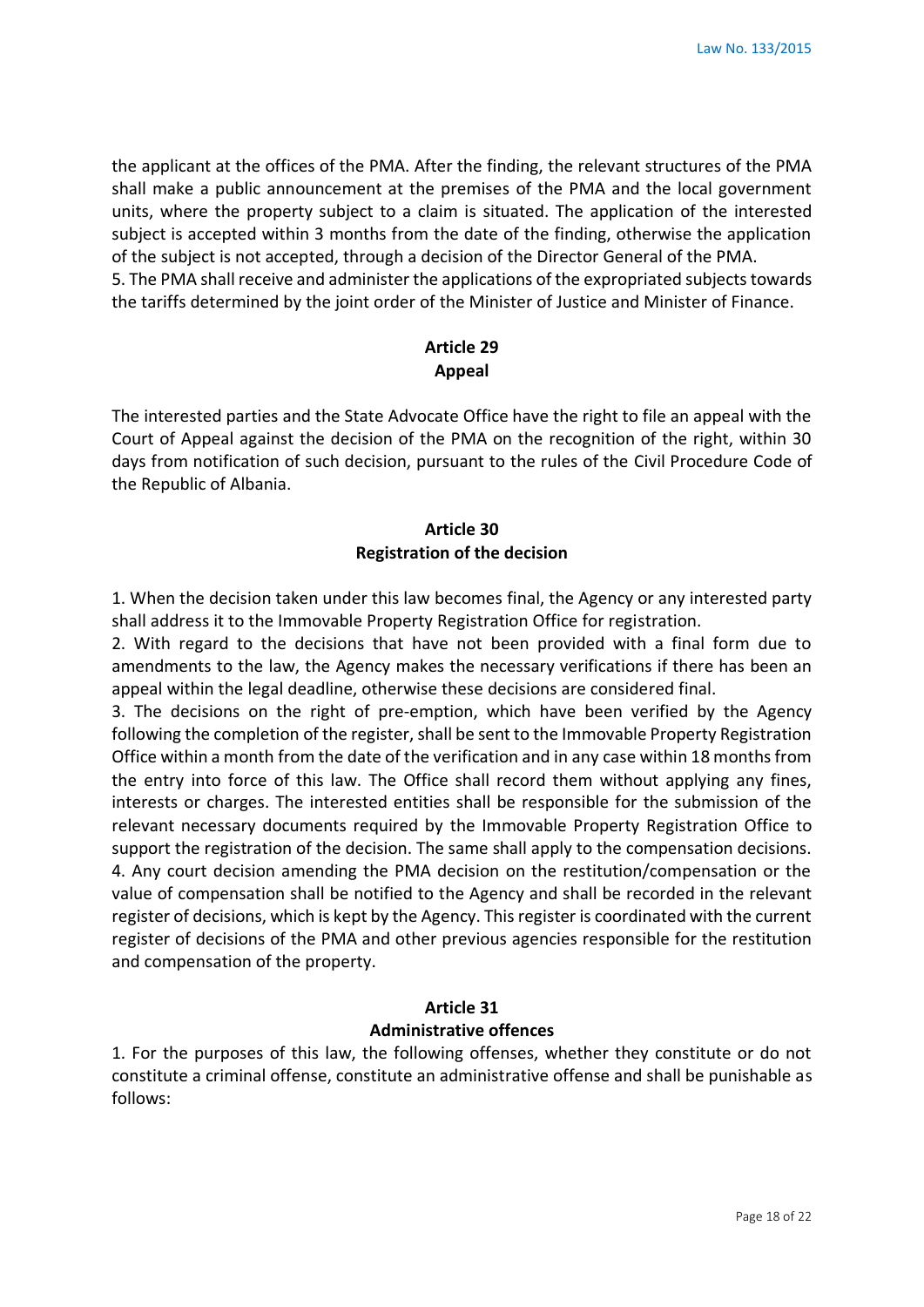the applicant at the offices of the PMA. After the finding, the relevant structures of the PMA shall make a public announcement at the premises of the PMA and the local government units, where the property subject to a claim is situated. The application of the interested subject is accepted within 3 months from the date of the finding, otherwise the application of the subject is not accepted, through a decision of the Director General of the PMA.

5. The PMA shall receive and administer the applications of the expropriated subjects towards the tariffs determined by the joint order of the Minister of Justice and Minister of Finance.

### Article 29
### Appeal

The interested parties and the State Advocate Office have the right to file an appeal with the Court of Appeal against the decision of the PMA on the recognition of the right, within 30 days from notification of such decision, pursuant to the rules of the Civil Procedure Code of the Republic of Albania.

### Article 30
### Registration of the decision

1. When the decision taken under this law becomes final, the Agency or any interested party shall address it to the Immovable Property Registration Office for registration.

2. With regard to the decisions that have not been provided with a final form due to amendments to the law, the Agency makes the necessary verifications if there has been an appeal within the legal deadline, otherwise these decisions are considered final.

3. The decisions on the right of pre-emption, which have been verified by the Agency following the completion of the register, shall be sent to the Immovable Property Registration Office within a month from the date of the verification and in any case within 18 months from the entry into force of this law. The Office shall record them without applying any fines, interests or charges. The interested entities shall be responsible for the submission of the relevant necessary documents required by the Immovable Property Registration Office to support the registration of the decision. The same shall apply to the compensation decisions.

4. Any court decision amending the PMA decision on the restitution/compensation or the value of compensation shall be notified to the Agency and shall be recorded in the relevant register of decisions, which is kept by the Agency. This register is coordinated with the current register of decisions of the PMA and other previous agencies responsible for the restitution and compensation of the property.

### Article 31
### Administrative offences

1. For the purposes of this law, the following offenses, whether they constitute or do not constitute a criminal offense, constitute an administrative offense and shall be punishable as follows: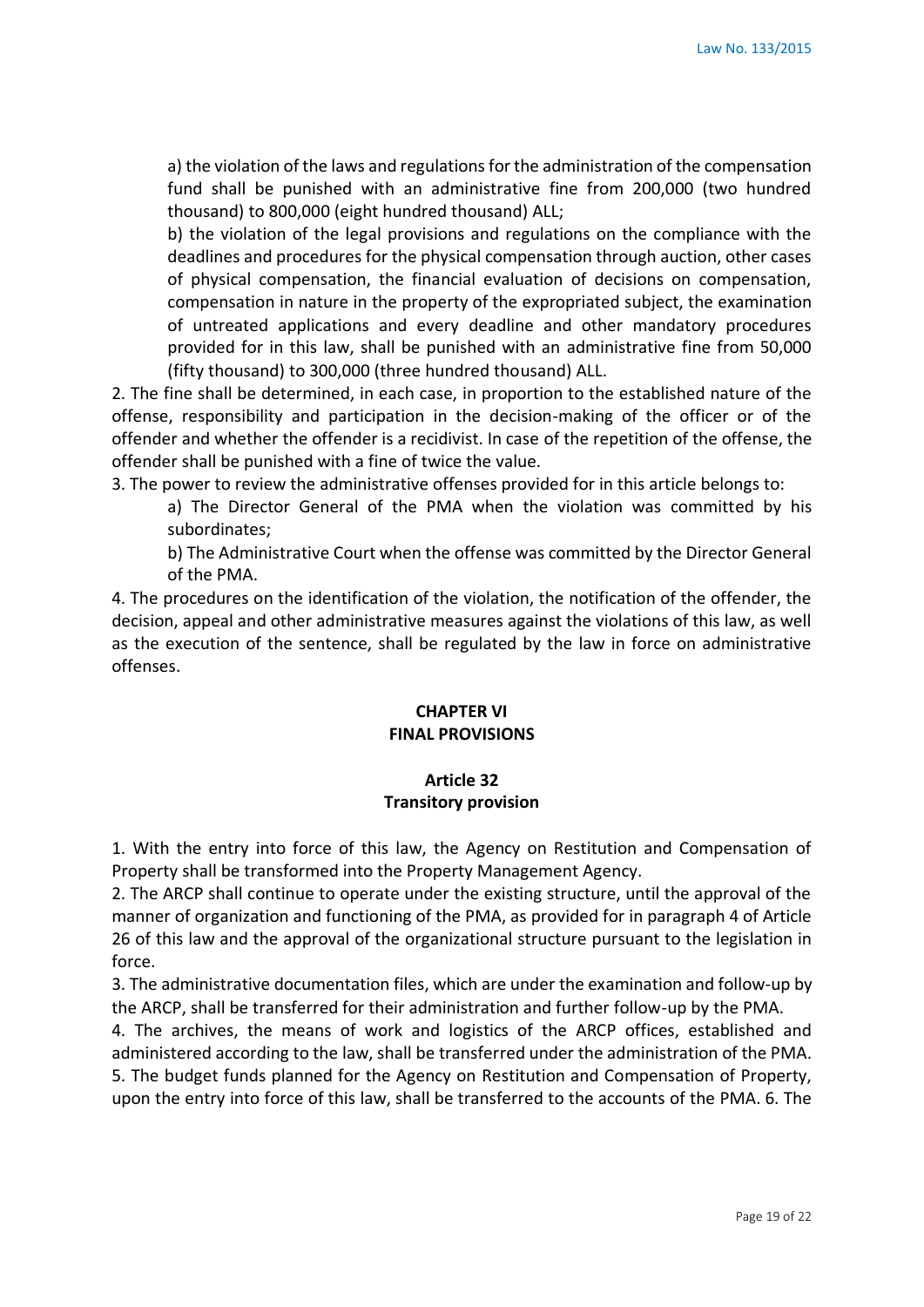a) the violation of the laws and regulations for the administration of the compensation fund shall be punished with an administrative fine from 200,000 (two hundred thousand) to 800,000 (eight hundred thousand) ALL;

b) the violation of the legal provisions and regulations on the compliance with the deadlines and procedures for the physical compensation through auction, other cases of physical compensation, the financial evaluation of decisions on compensation, compensation in nature in the property of the expropriated subject, the examination of untreated applications and every deadline and other mandatory procedures provided for in this law, shall be punished with an administrative fine from 50,000 (fifty thousand) to 300,000 (three hundred thousand) ALL.

2. The fine shall be determined, in each case, in proportion to the established nature of the offense, responsibility and participation in the decision-making of the officer or of the offender and whether the offender is a recidivist. In case of the repetition of the offense, the offender shall be punished with a fine of twice the value.

3. The power to review the administrative offenses provided for in this article belongs to:

a) The Director General of the PMA when the violation was committed by his subordinates;

b) The Administrative Court when the offense was committed by the Director General of the PMA.

4. The procedures on the identification of the violation, the notification of the offender, the decision, appeal and other administrative measures against the violations of this law, as well as the execution of the sentence, shall be regulated by the law in force on administrative offenses.

## CHAPTER VI
## FINAL PROVISIONS

### Article 32
### Transitory provision

1. With the entry into force of this law, the Agency on Restitution and Compensation of Property shall be transformed into the Property Management Agency.

2. The ARCP shall continue to operate under the existing structure, until the approval of the manner of organization and functioning of the PMA, as provided for in paragraph 4 of Article 26 of this law and the approval of the organizational structure pursuant to the legislation in force.

3. The administrative documentation files, which are under the examination and follow-up by the ARCP, shall be transferred for their administration and further follow-up by the PMA.

4. The archives, the means of work and logistics of the ARCP offices, established and administered according to the law, shall be transferred under the administration of the PMA.

5. The budget funds planned for the Agency on Restitution and Compensation of Property, upon the entry into force of this law, shall be transferred to the accounts of the PMA. 6. The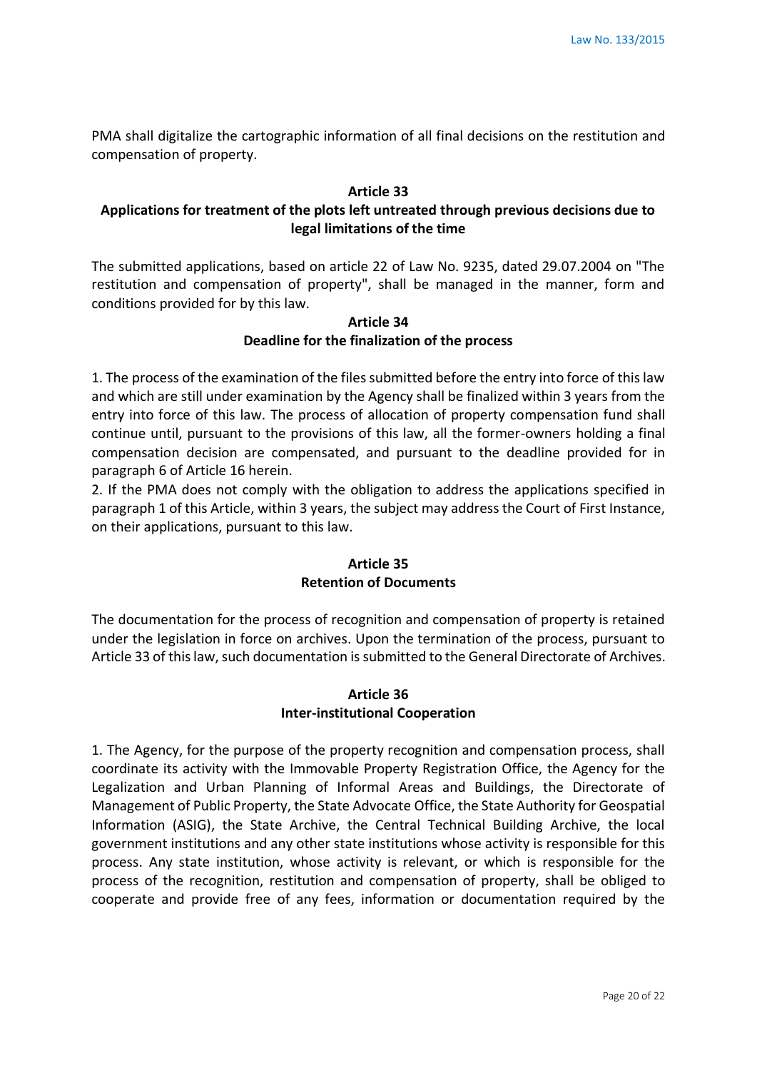PMA shall digitalize the cartographic information of all final decisions on the restitution and compensation of property.

### Article 33
### Applications for treatment of the plots left untreated through previous decisions due to legal limitations of the time

The submitted applications, based on article 22 of Law No. 9235, dated 29.07.2004 on "The restitution and compensation of property", shall be managed in the manner, form and conditions provided for by this law.

### Article 34
### Deadline for the finalization of the process

1. The process of the examination of the files submitted before the entry into force of this law and which are still under examination by the Agency shall be finalized within 3 years from the entry into force of this law. The process of allocation of property compensation fund shall continue until, pursuant to the provisions of this law, all the former-owners holding a final compensation decision are compensated, and pursuant to the deadline provided for in paragraph 6 of Article 16 herein.
2. If the PMA does not comply with the obligation to address the applications specified in paragraph 1 of this Article, within 3 years, the subject may address the Court of First Instance, on their applications, pursuant to this law.

### Article 35
### Retention of Documents

The documentation for the process of recognition and compensation of property is retained under the legislation in force on archives. Upon the termination of the process, pursuant to Article 33 of this law, such documentation is submitted to the General Directorate of Archives.

### Article 36
### Inter-institutional Cooperation

1. The Agency, for the purpose of the property recognition and compensation process, shall coordinate its activity with the Immovable Property Registration Office, the Agency for the Legalization and Urban Planning of Informal Areas and Buildings, the Directorate of Management of Public Property, the State Advocate Office, the State Authority for Geospatial Information (ASIG), the State Archive, the Central Technical Building Archive, the local government institutions and any other state institutions whose activity is responsible for this process. Any state institution, whose activity is relevant, or which is responsible for the process of the recognition, restitution and compensation of property, shall be obliged to cooperate and provide free of any fees, information or documentation required by the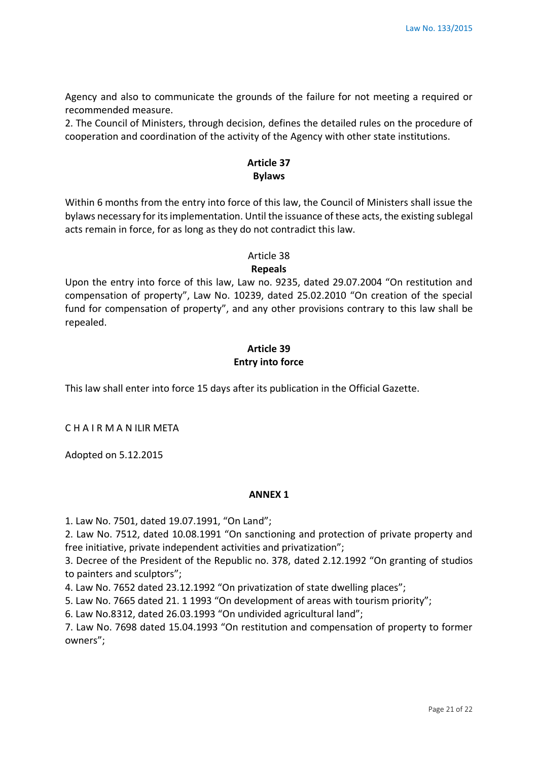Agency and also to communicate the grounds of the failure for not meeting a required or recommended measure.

2. The Council of Ministers, through decision, defines the detailed rules on the procedure of cooperation and coordination of the activity of the Agency with other state institutions.

## Article 37
## Bylaws

Within 6 months from the entry into force of this law, the Council of Ministers shall issue the bylaws necessary for its implementation. Until the issuance of these acts, the existing sublegal acts remain in force, for as long as they do not contradict this law.

## Article 38
## Repeals

Upon the entry into force of this law, Law no. 9235, dated 29.07.2004 "On restitution and compensation of property", Law No. 10239, dated 25.02.2010 "On creation of the special fund for compensation of property", and any other provisions contrary to this law shall be repealed.

## Article 39
## Entry into force

This law shall enter into force 15 days after its publication in the Official Gazette.

C H A I R M A N ILIR META

Adopted on 5.12.2015

## ANNEX 1

1. Law No. 7501, dated 19.07.1991, "On Land";
2. Law No. 7512, dated 10.08.1991 "On sanctioning and protection of private property and free initiative, private independent activities and privatization";
3. Decree of the President of the Republic no. 378, dated 2.12.1992 "On granting of studios to painters and sculptors";
4. Law No. 7652 dated 23.12.1992 "On privatization of state dwelling places";
5. Law No. 7665 dated 21. 1 1993 "On development of areas with tourism priority";
6. Law No.8312, dated 26.03.1993 "On undivided agricultural land";
7. Law No. 7698 dated 15.04.1993 "On restitution and compensation of property to former owners";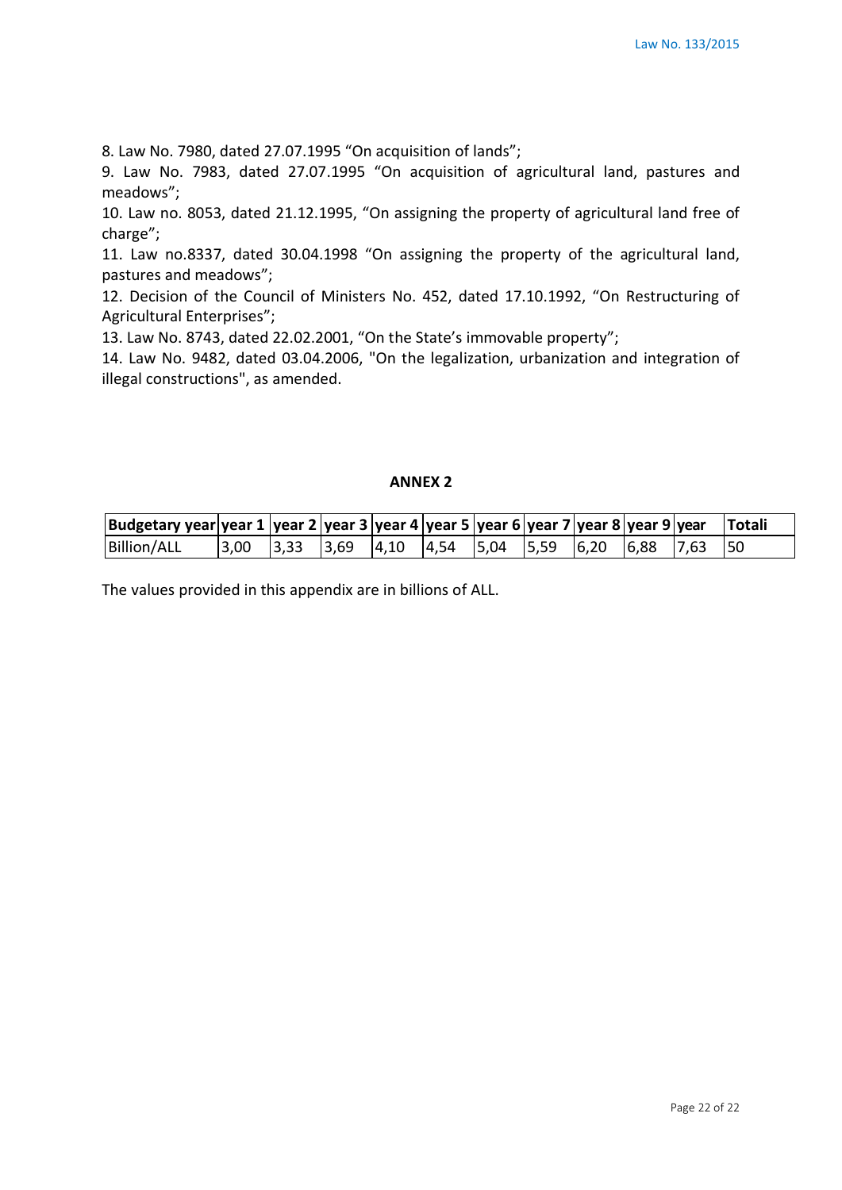8. Law No. 7980, dated 27.07.1995 "On acquisition of lands";

9. Law No. 7983, dated 27.07.1995 "On acquisition of agricultural land, pastures and meadows";

10. Law no. 8053, dated 21.12.1995, "On assigning the property of agricultural land free of charge";

11. Law no.8337, dated 30.04.1998 "On assigning the property of the agricultural land, pastures and meadows";

12. Decision of the Council of Ministers No. 452, dated 17.10.1992, "On Restructuring of Agricultural Enterprises";

13. Law No. 8743, dated 22.02.2001, "On the State's immovable property";

14. Law No. 9482, dated 03.04.2006, "On the legalization, urbanization and integration of illegal constructions", as amended.

**ANNEX 2**

| Budgetary year | year 1 | year 2 | year 3 | year 4 | year 5 | year 6 | year 7 | year 8 | year 9 | year | Totali |
|---|---|---|---|---|---|---|---|---|---|---|---|
| Billion/ALL | 3,00 | 3,33 | 3,69 | 4,10 | 4,54 | 5,04 | 5,59 | 6,20 | 6,88 | 7,63 | 50 |

The values provided in this appendix are in billions of ALL.